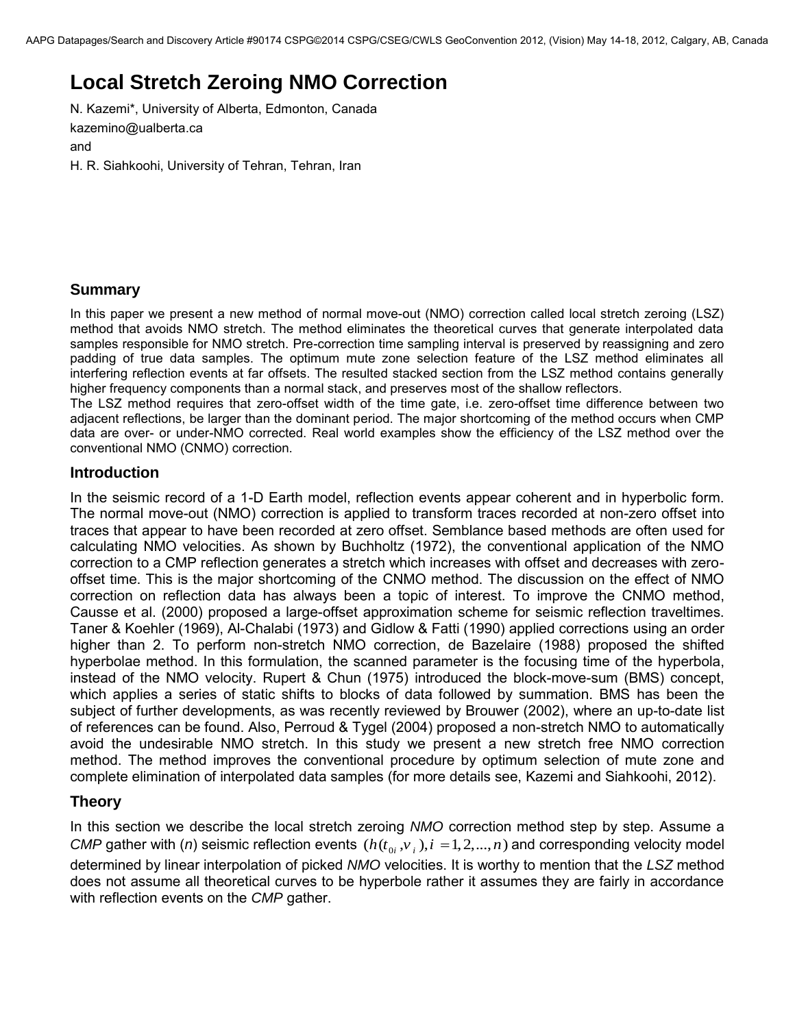# Local Stretch Zeroing NMO Correction

N. Kazemi*, University of Alberta, Edmonton, Canada

kazemino@ualberta.ca

and

H. R. Siahkoohi, University of Tehran, Tehran, Iran

## Summary

In this paper we present a new method of normal move-out (NMO) correction called local stretch zeroing (LSZ) method that avoids NMO stretch. The method eliminates the theoretical curves that generate interpolated data samples responsible for NMO stretch. Pre-correction time sampling interval is preserved by reassigning and zero padding of true data samples. The optimum mute zone selection feature of the LSZ method eliminates all interfering reflection events at far offsets. The resulted stacked section from the LSZ method contains generally higher frequency components than a normal stack, and preserves most of the shallow reflectors.

The LSZ method requires that zero-offset width of the time gate, i.e. zero-offset time difference between two adjacent reflections, be larger than the dominant period. The major shortcoming of the method occurs when CMP data are over- or under-NMO corrected. Real world examples show the efficiency of the LSZ method over the conventional NMO (CNMO) correction.

## Introduction

In the seismic record of a 1-D Earth model, reflection events appear coherent and in hyperbolic form. The normal move-out (NMO) correction is applied to transform traces recorded at non-zero offset into traces that appear to have been recorded at zero offset. Semblance based methods are often used for calculating NMO velocities. As shown by Buchholtz (1972), the conventional application of the NMO correction to a CMP reflection generates a stretch which increases with offset and decreases with zero-offset time. This is the major shortcoming of the CNMO method. The discussion on the effect of NMO correction on reflection data has always been a topic of interest. To improve the CNMO method, Causse et al. (2000) proposed a large-offset approximation scheme for seismic reflection traveltimes. Taner & Koehler (1969), Al-Chalabi (1973) and Gidlow & Fatti (1990) applied corrections using an order higher than 2. To perform non-stretch NMO correction, de Bazelaire (1988) proposed the shifted hyperbolae method. In this formulation, the scanned parameter is the focusing time of the hyperbola, instead of the NMO velocity. Rupert & Chun (1975) introduced the block-move-sum (BMS) concept, which applies a series of static shifts to blocks of data followed by summation. BMS has been the subject of further developments, as was recently reviewed by Brouwer (2002), where an up-to-date list of references can be found. Also, Perroud & Tygel (2004) proposed a non-stretch NMO to automatically avoid the undesirable NMO stretch. In this study we present a new stretch free NMO correction method. The method improves the conventional procedure by optimum selection of mute zone and complete elimination of interpolated data samples (for more details see, Kazemi and Siahkoohi, 2012).

## Theory

In this section we describe the local stretch zeroing *NMO* correction method step by step. Assume a *CMP* gather with ($n$) seismic reflection events $(h(t_{0i}, v_i), i = 1, 2, ..., n)$ and corresponding velocity model determined by linear interpolation of picked *NMO* velocities. It is worthy to mention that the *LSZ* method does not assume all theoretical curves to be hyperbole rather it assumes they are fairly in accordance with reflection events on the *CMP* gather.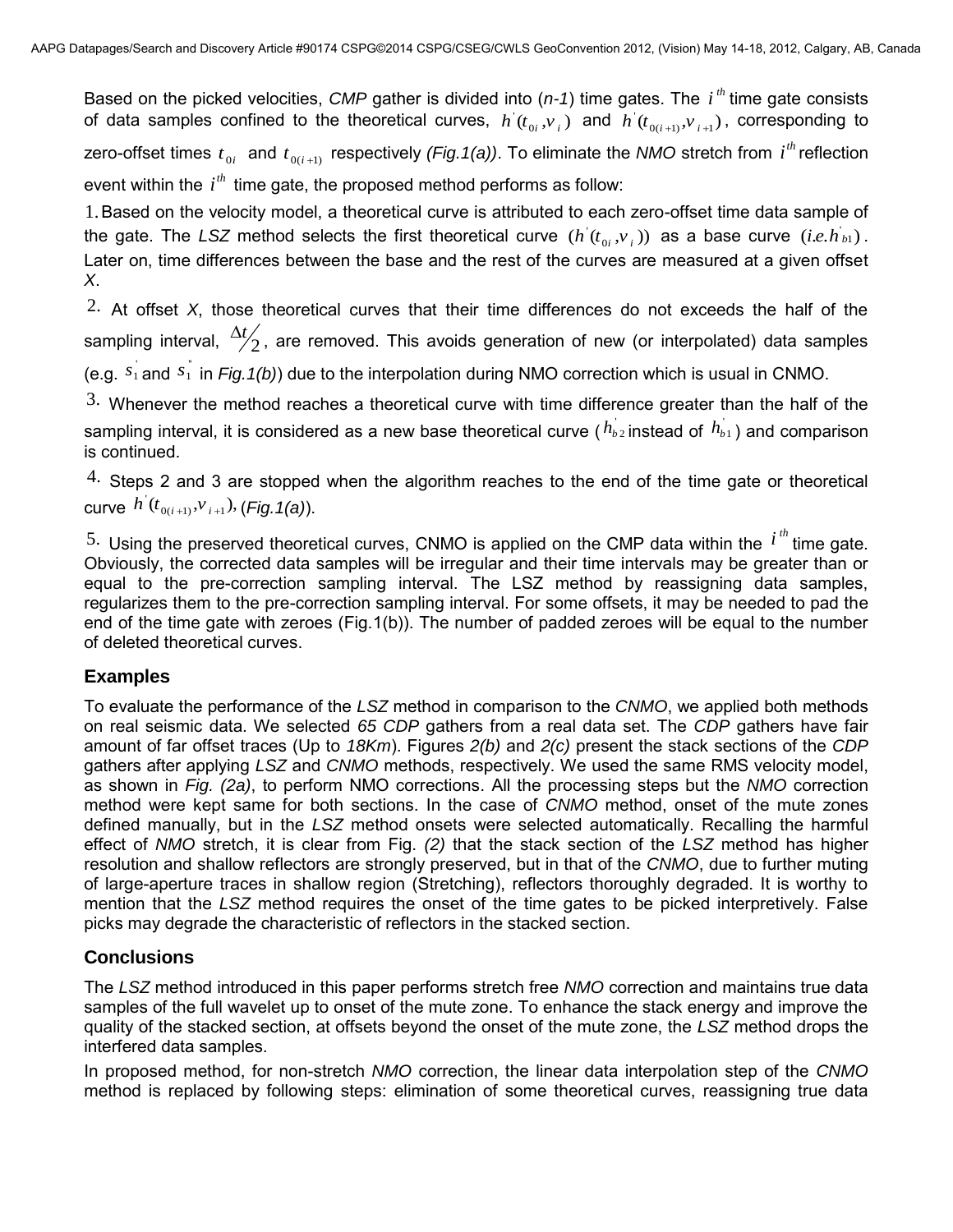Based on the picked velocities, *CMP* gather is divided into (*n-1*) time gates. The $i^{th}$ time gate consists of data samples confined to the theoretical curves, $h'(t_{0i}, v_i)$ and $h'(t_{0(i+1)}, v_{i+1})$, corresponding to zero-offset times $t_{0i}$ and $t_{0(i+1)}$ respectively *(Fig.1(a))*. To eliminate the *NMO* stretch from $i^{th}$ reflection event within the $i^{th}$ time gate, the proposed method performs as follow:

1. Based on the velocity model, a theoretical curve is attributed to each zero-offset time data sample of the gate. The *LSZ* method selects the first theoretical curve $(h'(t_{0i}, v_i))$ as a base curve $(i.e. h'_{b1})$. Later on, time differences between the base and the rest of the curves are measured at a given offset *X*.
2. At offset *X*, those theoretical curves that their time differences do not exceeds the half of the sampling interval, $\Delta t/2$, are removed. This avoids generation of new (or interpolated) data samples (e.g. $s'_1$ and $s''_1$ in *Fig.1(b)*) due to the interpolation during NMO correction which is usual in CNMO.
3. Whenever the method reaches a theoretical curve with time difference greater than the half of the sampling interval, it is considered as a new base theoretical curve ($h'_{b2}$ instead of $h'_{b1}$) and comparison is continued.
4. Steps 2 and 3 are stopped when the algorithm reaches to the end of the time gate or theoretical curve $h'(t_{0(i+1)}, v_{i+1})$, (*Fig.1(a)*).
5. Using the preserved theoretical curves, CNMO is applied on the CMP data within the $i^{th}$ time gate. Obviously, the corrected data samples will be irregular and their time intervals may be greater than or equal to the pre-correction sampling interval. The LSZ method by reassigning data samples, regularizes them to the pre-correction sampling interval. For some offsets, it may be needed to pad the end of the time gate with zeroes (Fig.1(b)). The number of padded zeroes will be equal to the number of deleted theoretical curves.

## Examples

To evaluate the performance of the *LSZ* method in comparison to the *CNMO*, we applied both methods on real seismic data. We selected *65 CDP* gathers from a real data set. The *CDP* gathers have fair amount of far offset traces (Up to *18Km*). Figures *2(b)* and *2(c)* present the stack sections of the *CDP* gathers after applying *LSZ* and *CNMO* methods, respectively. We used the same RMS velocity model, as shown in *Fig. (2a)*, to perform NMO corrections. All the processing steps but the *NMO* correction method were kept same for both sections. In the case of *CNMO* method, onset of the mute zones defined manually, but in the *LSZ* method onsets were selected automatically. Recalling the harmful effect of *NMO* stretch, it is clear from Fig. *(2)* that the stack section of the *LSZ* method has higher resolution and shallow reflectors are strongly preserved, but in that of the *CNMO*, due to further muting of large-aperture traces in shallow region (Stretching), reflectors thoroughly degraded. It is worthy to mention that the *LSZ* method requires the onset of the time gates to be picked interpretively. False picks may degrade the characteristic of reflectors in the stacked section.

## Conclusions

The *LSZ* method introduced in this paper performs stretch free *NMO* correction and maintains true data samples of the full wavelet up to onset of the mute zone. To enhance the stack energy and improve the quality of the stacked section, at offsets beyond the onset of the mute zone, the *LSZ* method drops the interfered data samples.

In proposed method, for non-stretch *NMO* correction, the linear data interpolation step of the *CNMO* method is replaced by following steps: elimination of some theoretical curves, reassigning true data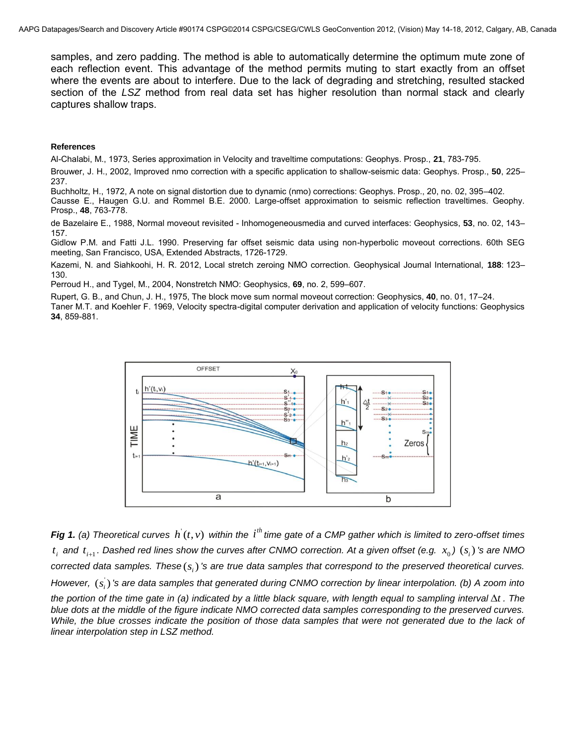samples, and zero padding. The method is able to automatically determine the optimum mute zone of each reflection event. This advantage of the method permits muting to start exactly from an offset where the events are about to interfere. Due to the lack of degrading and stretching, resulted stacked section of the *LSZ* method from real data set has higher resolution than normal stack and clearly captures shallow traps.

## References

Al-Chalabi, M., 1973, Series approximation in Velocity and traveltime computations: Geophys. Prosp., **21**, 783-795.

Brouwer, J. H., 2002, Improved nmo correction with a specific application to shallow-seismic data: Geophys. Prosp., **50**, 225–237.

Buchholtz, H., 1972, A note on signal distortion due to dynamic (nmo) corrections: Geophys. Prosp., 20, no. 02, 395–402.

Causse E., Haugen G.U. and Rommel B.E. 2000. Large-offset approximation to seismic reflection traveltimes. Geophy. Prosp., **48**, 763-778.

de Bazelaire E., 1988, Normal moveout revisited - Inhomogeneousmedia and curved interfaces: Geophysics, **53**, no. 02, 143–157.

Gidlow P.M. and Fatti J.L. 1990. Preserving far offset seismic data using non-hyperbolic moveout corrections. 60th SEG meeting, San Francisco, USA, Extended Abstracts, 1726-1729.

Kazemi, N. and Siahkoohi, H. R. 2012, Local stretch zeroing NMO correction. Geophysical Journal International, **188**: 123–130.

Perroud H., and Tygel, M., 2004, Nonstretch NMO: Geophysics, **69**, no. 2, 599–607.

Rupert, G. B., and Chun, J. H., 1975, The block move sum normal moveout correction: Geophysics, **40**, no. 01, 17–24.

Taner M.T. and Koehler F. 1969, Velocity spectra-digital computer derivation and application of velocity functions: Geophysics **34**, 859-881.

***Fig 1.*** *(a) Theoretical curves $h'(t,v)$ within the $i^{th}$ time gate of a CMP gather which is limited to zero-offset times $t_i$ and $t_{i+1}$. Dashed red lines show the curves after CNMO correction. At a given offset (e.g. $x_0$) $(s_i)$'s are NMO corrected data samples. These $(s_i)$'s are true data samples that correspond to the preserved theoretical curves. However, $(s_i')$'s are data samples that generated during CNMO correction by linear interpolation. (b) A zoom into the portion of the time gate in (a) indicated by a little black square, with length equal to sampling interval $\Delta t$. The blue dots at the middle of the figure indicate NMO corrected data samples corresponding to the preserved curves. While, the blue crosses indicate the position of those data samples that were not generated due to the lack of linear interpolation step in LSZ method.*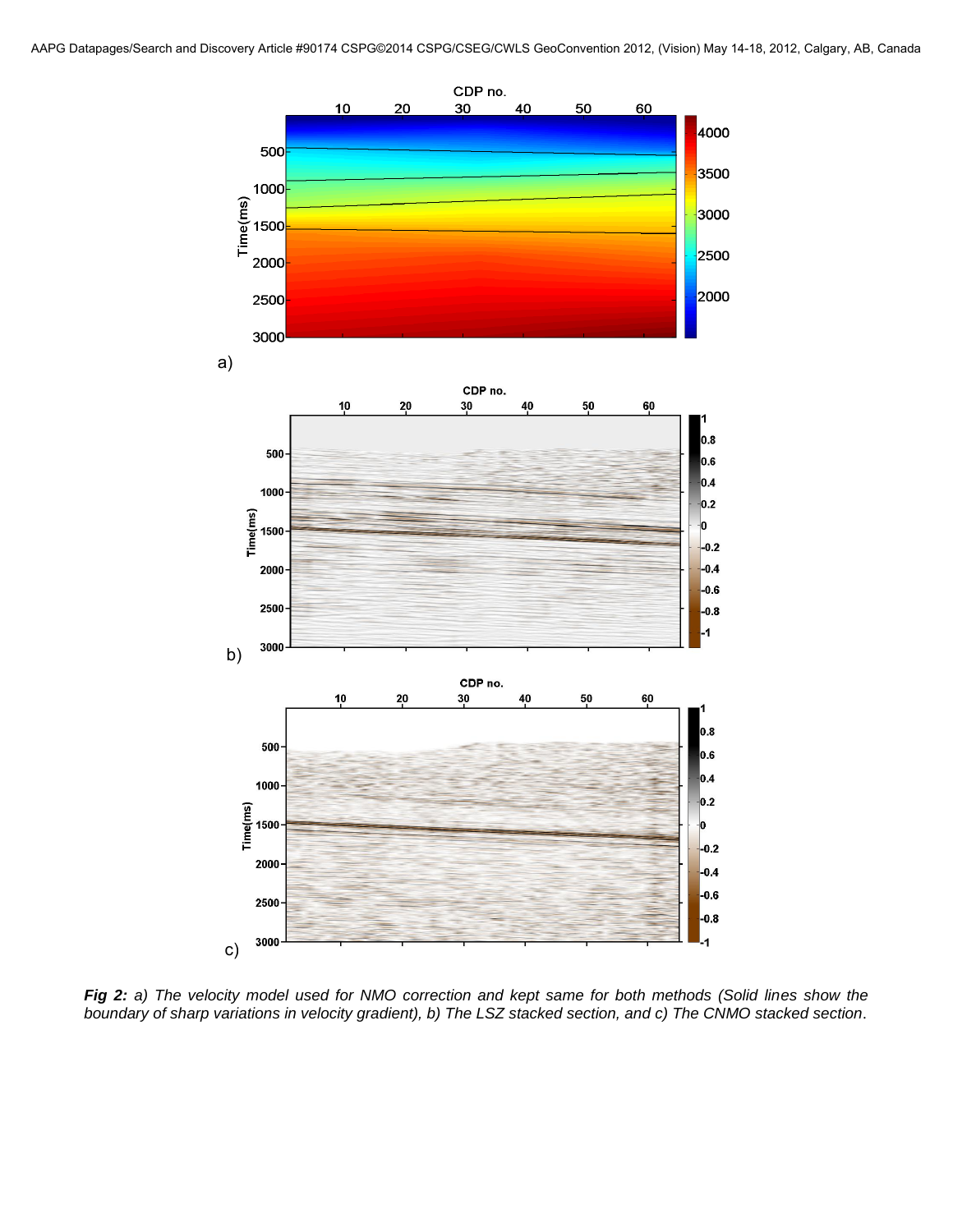CDP no.
10 20 30 40 50 60
500
1000
1500
2000
2500
3000
Time(ms)
4000
3500
3000
2500
2000
a)

CDP no.
10 20 30 40 50 60
500
1000
1500
2000
2500
3000
Time(ms)
1
0.8
0.6
0.4
0.2
0
-0.2
-0.4
-0.6
-0.8
-1
b)

CDP no.
10 20 30 40 50 60
500
1000
1500
2000
2500
3000
Time(ms)
1
0.8
0.6
0.4
0.2
0
-0.2
-0.4
-0.6
-0.8
-1
c)

***Fig 2:*** *a) The velocity model used for NMO correction and kept same for both methods (Solid lines show the boundary of sharp variations in velocity gradient), b) The LSZ stacked section, and c) The CNMO stacked section.*